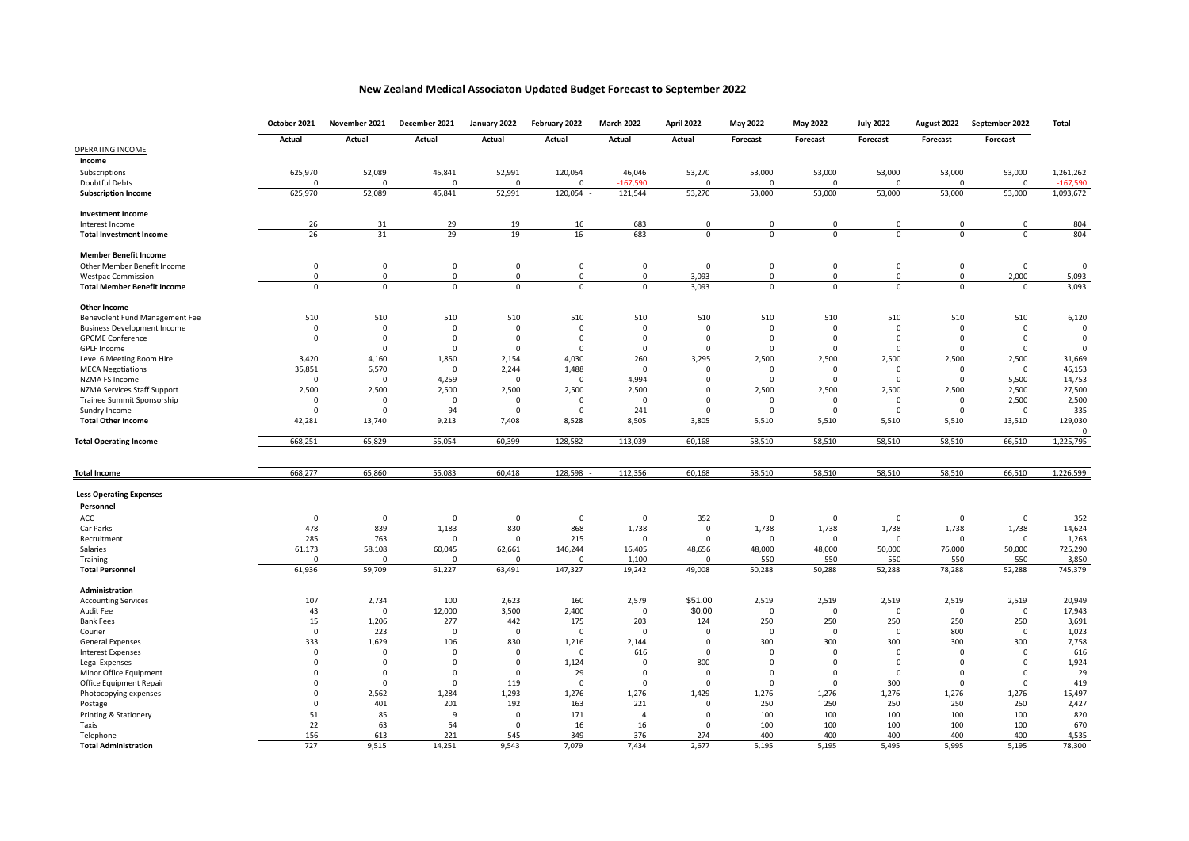# New Zealand Medical Associaton Updated Budget Forecast to September 2022

| | October 2021 | November 2021 | December 2021 | January 2022 | February 2022 | March 2022 | April 2022 | May 2022 | May 2022 | July 2022 | August 2022 | September 2022 | Total |
|---|---|---|---|---|---|---|---|---|---|---|---|---|---|
| | Actual | Actual | Actual | Actual | Actual | Actual | Actual | Forecast | Forecast | Forecast | Forecast | Forecast | |
| OPERATING INCOME | | | | | | | | | | | | | |
| **Income** | | | | | | | | | | | | | |
| Subscriptions | 625,970 | 52,089 | 45,841 | 52,991 | 120,054 | 46,046 | 53,270 | 53,000 | 53,000 | 53,000 | 53,000 | 53,000 | 1,261,262 |
| Doubtful Debts | 0 | 0 | 0 | 0 | 0 | -167,590 | 0 | 0 | 0 | 0 | 0 | 0 | -167,590 |
| **Subscription Income** | 625,970 | 52,089 | 45,841 | 52,991 | 120,054 - | 121,544 | 53,270 | 53,000 | 53,000 | 53,000 | 53,000 | 53,000 | 1,093,672 |
| **Investment Income** | | | | | | | | | | | | | |
| Interest Income | 26 | 31 | 29 | 19 | 16 | 683 | 0 | 0 | 0 | 0 | 0 | 0 | 804 |
| **Total Investment Income** | 26 | 31 | 29 | 19 | 16 | 683 | 0 | 0 | 0 | 0 | 0 | 0 | 804 |
| **Member Benefit Income** | | | | | | | | | | | | | |
| Other Member Benefit Income | 0 | 0 | 0 | 0 | 0 | 0 | 0 | 0 | 0 | 0 | 0 | 0 | 0 |
| Westpac Commission | 0 | 0 | 0 | 0 | 0 | 0 | 3,093 | 0 | 0 | 0 | 0 | 2,000 | 5,093 |
| **Total Member Benefit Income** | 0 | 0 | 0 | 0 | 0 | 0 | 3,093 | 0 | 0 | 0 | 0 | 0 | 3,093 |
| **Other Income** | | | | | | | | | | | | | |
| Benevolent Fund Management Fee | 510 | 510 | 510 | 510 | 510 | 510 | 510 | 510 | 510 | 510 | 510 | 510 | 6,120 |
| Business Development Income | 0 | 0 | 0 | 0 | 0 | 0 | 0 | 0 | 0 | 0 | 0 | 0 | 0 |
| GPCME Conference | 0 | 0 | 0 | 0 | 0 | 0 | 0 | 0 | 0 | 0 | 0 | 0 | 0 |
| GPLF Income | | 0 | 0 | 0 | 0 | 0 | 0 | 0 | 0 | 0 | 0 | 0 | 0 |
| Level 6 Meeting Room Hire | 3,420 | 4,160 | 1,850 | 2,154 | 4,030 | 260 | 3,295 | 2,500 | 2,500 | 2,500 | 2,500 | 2,500 | 31,669 |
| MECA Negotiations | 35,851 | 6,570 | 0 | 2,244 | 1,488 | 0 | 0 | 0 | 0 | 0 | 0 | 0 | 46,153 |
| NZMA FS Income | 0 | 0 | 4,259 | 0 | 0 | 4,994 | 0 | 0 | 0 | 0 | 0 | 5,500 | 14,753 |
| NZMA Services Staff Support | 2,500 | 2,500 | 2,500 | 2,500 | 2,500 | 2,500 | 0 | 2,500 | 2,500 | 2,500 | 2,500 | 2,500 | 27,500 |
| Trainee Summit Sponsorship | 0 | 0 | 0 | 0 | 0 | 0 | 0 | 0 | 0 | 0 | 0 | 2,500 | 2,500 |
| Sundry Income | 0 | 0 | 94 | 0 | 0 | 241 | 0 | 0 | 0 | 0 | 0 | 0 | 335 |
| **Total Other Income** | 42,281 | 13,740 | 9,213 | 7,408 | 8,528 | 8,505 | 3,805 | 5,510 | 5,510 | 5,510 | 5,510 | 13,510 | 129,030 |
| | | | | | | | | | | | | | 0 |
| **Total Operating Income** | 668,251 | 65,829 | 55,054 | 60,399 | 128,582 - | 113,039 | 60,168 | 58,510 | 58,510 | 58,510 | 58,510 | 66,510 | 1,225,795 |
| **Total Income** | 668,277 | 65,860 | 55,083 | 60,418 | 128,598 - | 112,356 | 60,168 | 58,510 | 58,510 | 58,510 | 58,510 | 66,510 | 1,226,599 |
| **Less Operating Expenses** | | | | | | | | | | | | | |
| **Personnel** | | | | | | | | | | | | | |
| ACC | 0 | 0 | 0 | 0 | 0 | 0 | 352 | 0 | 0 | 0 | 0 | 0 | 352 |
| Car Parks | 478 | 839 | 1,183 | 830 | 868 | 1,738 | 0 | 1,738 | 1,738 | 1,738 | 1,738 | 1,738 | 14,624 |
| Recruitment | 285 | 763 | 0 | 0 | 215 | 0 | 0 | 0 | 0 | 0 | 0 | 0 | 1,263 |
| Salaries | 61,173 | 58,108 | 60,045 | 62,661 | 146,244 | 16,405 | 48,656 | 48,000 | 48,000 | 50,000 | 76,000 | 50,000 | 725,290 |
| Training | 0 | 0 | 0 | 0 | 0 | 1,100 | 0 | 550 | 550 | 550 | 550 | 550 | 3,850 |
| **Total Personnel** | 61,936 | 59,709 | 61,227 | 63,491 | 147,327 | 19,242 | 49,008 | 50,288 | 50,288 | 52,288 | 78,288 | 52,288 | 745,379 |
| **Administration** | | | | | | | | | | | | | |
| Accounting Services | 107 | 2,734 | 100 | 2,623 | 160 | 2,579 | $51.00 | 2,519 | 2,519 | 2,519 | 2,519 | 2,519 | 20,949 |
| Audit Fee | 43 | 0 | 12,000 | 3,500 | 2,400 | 0 | $0.00 | 0 | 0 | 0 | 0 | 0 | 17,943 |
| Bank Fees | 15 | 1,206 | 277 | 442 | 175 | 203 | 124 | 250 | 250 | 250 | 250 | 250 | 3,691 |
| Courier | 0 | 223 | 0 | 0 | 0 | 0 | 0 | 0 | 0 | 0 | 800 | 0 | 1,023 |
| General Expenses | 333 | 1,629 | 106 | 830 | 1,216 | 2,144 | 0 | 300 | 300 | 300 | 300 | 300 | 7,758 |
| Interest Expenses | 0 | 0 | 0 | 0 | 0 | 616 | 0 | 0 | 0 | 0 | 0 | 0 | 616 |
| Legal Expenses | 0 | 0 | 0 | 0 | 1,124 | 0 | 800 | 0 | 0 | 0 | 0 | 0 | 1,924 |
| Minor Office Equipment | 0 | 0 | 0 | 0 | 29 | 0 | 0 | 0 | 0 | 0 | 0 | 0 | 29 |
| Office Equipment Repair | 0 | 0 | 0 | 119 | 0 | 0 | 0 | 0 | 0 | 300 | 0 | 0 | 419 |
| Photocopying expenses | 0 | 2,562 | 1,284 | 1,293 | 1,276 | 1,276 | 1,429 | 1,276 | 1,276 | 1,276 | 1,276 | 1,276 | 15,497 |
| Postage | 0 | 401 | 201 | 192 | 163 | 221 | 0 | 250 | 250 | 250 | 250 | 250 | 2,427 |
| Printing & Stationery | 51 | 85 | 9 | 0 | 171 | 4 | 0 | 100 | 100 | 100 | 100 | 100 | 820 |
| Taxis | 22 | 63 | 54 | 0 | 16 | 16 | 0 | 100 | 100 | 100 | 100 | 100 | 670 |
| Telephone | 156 | 613 | 221 | 545 | 349 | 376 | 274 | 400 | 400 | 400 | 400 | 400 | 4,535 |
| **Total Administration** | 727 | 9,515 | 14,251 | 9,543 | 7,079 | 7,434 | 2,677 | 5,195 | 5,195 | 5,495 | 5,995 | 5,195 | 78,300 |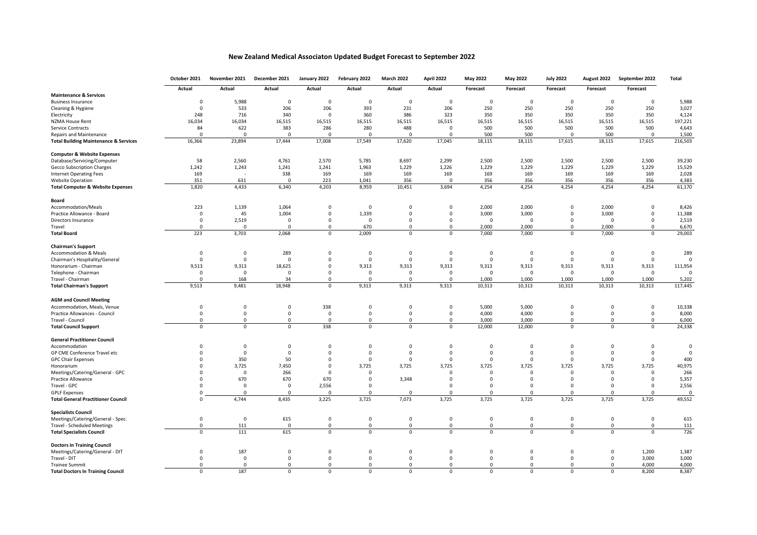# New Zealand Medical Associaton Updated Budget Forecast to September 2022

| | October 2021 | November 2021 | December 2021 | January 2022 | February 2022 | March 2022 | April 2022 | May 2022 | May 2022 | July 2022 | August 2022 | September 2022 | Total |
|---|---|---|---|---|---|---|---|---|---|---|---|---|---|
| | Actual | Actual | Actual | Actual | Actual | Actual | Actual | Forecast | Forecast | Forecast | Forecast | Forecast | |
| **Maintenance & Services** | | | | | | | | | | | | | |
| Business Insurance | 0 | 5,988 | 0 | 0 | 0 | 0 | 0 | 0 | 0 | 0 | 0 | 0 | 5,988 |
| Cleaning & Hygiene | 0 | 533 | 206 | 206 | 393 | 231 | 206 | 250 | 250 | 250 | 250 | 250 | 3,027 |
| Electricity | 248 | 716 | 340 | 0 | 360 | 386 | 323 | 350 | 350 | 350 | 350 | 350 | 4,124 |
| NZMA House Rent | 16,034 | 16,034 | 16,515 | 16,515 | 16,515 | 16,515 | 16,515 | 16,515 | 16,515 | 16,515 | 16,515 | 16,515 | 197,221 |
| Service Contracts | 84 | 622 | 383 | 286 | 280 | 488 | 0 | 500 | 500 | 500 | 500 | 500 | 4,643 |
| Repairs and Maintenance | 0 | 0 | 0 | 0 | 0 | 0 | 0 | 500 | 500 | 0 | 500 | 0 | 1,500 |
| **Total Building Maintenance & Services** | 16,366 | 23,894 | 17,444 | 17,008 | 17,549 | 17,620 | 17,045 | 18,115 | 18,115 | 17,615 | 18,115 | 17,615 | 216,503 |
| **Computer & Website Expenses** | | | | | | | | | | | | | |
| Database/Servicing/Computer | 58 | 2,560 | 4,761 | 2,570 | 5,785 | 8,697 | 2,299 | 2,500 | 2,500 | 2,500 | 2,500 | 2,500 | 39,230 |
| Gecco Subscription Charges | 1,242 | 1,243 | 1,241 | 1,241 | 1,963 | 1,229 | 1,226 | 1,229 | 1,229 | 1,229 | 1,229 | 1,229 | 15,529 |
| Internet Operating Fees | 169 | - | 338 | 169 | 169 | 169 | 169 | 169 | 169 | 169 | 169 | 169 | 2,028 |
| Website Operation | 351 | 631 | 0 | 223 | 1,041 | 356 | 0 | 356 | 356 | 356 | 356 | 356 | 4,383 |
| **Total Computer & Website Expenses** | 1,820 | 4,433 | 6,340 | 4,203 | 8,959 | 10,451 | 3,694 | 4,254 | 4,254 | 4,254 | 4,254 | 4,254 | 61,170 |
| **Board** | | | | | | | | | | | | | |
| Accommodation/Meals | 223 | 1,139 | 1,064 | 0 | 0 | 0 | 0 | 2,000 | 2,000 | 0 | 2,000 | 0 | 8,426 |
| Practice Allowance - Board | 0 | 45 | 1,004 | 0 | 1,339 | 0 | 0 | 3,000 | 3,000 | 0 | 3,000 | 0 | 11,388 |
| Directors Insurance | 0 | 2,519 | 0 | 0 | 0 | 0 | 0 | 0 | 0 | 0 | 0 | 0 | 2,519 |
| Travel | 0 | 0 | 0 | 0 | 670 | 0 | 0 | 2,000 | 2,000 | 0 | 2,000 | 0 | 6,670 |
| **Total Board** | 223 | 3,703 | 2,068 | 0 | 2,009 | 0 | 0 | 7,000 | 7,000 | 0 | 7,000 | 0 | 29,003 |
| **Chairman's Support** | | | | | | | | | | | | | |
| Accommodation & Meals | 0 | 0 | 289 | 0 | 0 | 0 | 0 | 0 | 0 | 0 | 0 | 0 | 289 |
| Chairman's Hospitality/General | 0 | 0 | 0 | 0 | 0 | 0 | 0 | 0 | 0 | 0 | 0 | 0 | 0 |
| Honorarium - Chairman | 9,513 | 9,313 | 18,625 | 0 | 9,313 | 9,313 | 9,313 | 9,313 | 9,313 | 9,313 | 9,313 | 9,313 | 111,954 |
| Telephone - Chairman | 0 | 0 | 0 | 0 | 0 | 0 | 0 | 0 | 0 | 0 | 0 | 0 | 0 |
| Travel - Chairman | 0 | 168 | 34 | 0 | 0 | 0 | 0 | 1,000 | 1,000 | 1,000 | 1,000 | 1,000 | 5,202 |
| **Total Chairman's Support** | 9,513 | 9,481 | 18,948 | 0 | 9,313 | 9,313 | 9,313 | 10,313 | 10,313 | 10,313 | 10,313 | 10,313 | 117,445 |
| **AGM and Council Meeting** | | | | | | | | | | | | | |
| Accommodation, Meals, Venue | 0 | 0 | 0 | 338 | 0 | 0 | 0 | 5,000 | 5,000 | 0 | 0 | 0 | 10,338 |
| Practice Allowances - Council | 0 | 0 | 0 | 0 | 0 | 0 | 0 | 4,000 | 4,000 | 0 | 0 | 0 | 8,000 |
| Travel - Council | 0 | 0 | 0 | 0 | 0 | 0 | 0 | 3,000 | 3,000 | 0 | 0 | 0 | 6,000 |
| **Total Council Support** | 0 | 0 | 0 | 338 | 0 | 0 | 0 | 12,000 | 12,000 | 0 | 0 | 0 | 24,338 |
| **General Practitioner Council** | | | | | | | | | | | | | |
| Accommodation | 0 | 0 | 0 | 0 | 0 | 0 | 0 | 0 | 0 | 0 | 0 | 0 | 0 |
| GP CME Conference Travel etc | 0 | 0 | 0 | 0 | 0 | 0 | 0 | 0 | 0 | 0 | 0 | 0 | 0 |
| GPC Chair Expenses | 0 | 350 | 50 | 0 | 0 | 0 | 0 | 0 | 0 | 0 | 0 | 0 | 400 |
| Honorarium | 0 | 3,725 | 7,450 | 0 | 3,725 | 3,725 | 3,725 | 3,725 | 3,725 | 3,725 | 3,725 | 3,725 | 40,975 |
| Meetings/Catering/General - GPC | 0 | 0 | 266 | 0 | 0 | | 0 | 0 | 0 | 0 | 0 | 0 | 266 |
| Practice Allowance | 0 | 670 | 670 | 670 | 0 | 3,348 | 0 | 0 | 0 | 0 | 0 | 0 | 5,357 |
| Travel - GPC | 0 | 0 | 0 | 2,556 | 0 | | 0 | 0 | 0 | 0 | 0 | 0 | 2,556 |
| GPLF Expenses | 0 | 0 | 0 | 0 | 0 | 0 | 0 | 0 | 0 | 0 | 0 | 0 | 0 |
| **Total General Practitioner Council** | 0 | 4,744 | 8,435 | 3,225 | 3,725 | 7,073 | 3,725 | 3,725 | 3,725 | 3,725 | 3,725 | 3,725 | 49,552 |
| **Specialists Council** | | | | | | | | | | | | | |
| Meetings/Catering/General - Spec. | 0 | 0 | 615 | 0 | 0 | 0 | 0 | 0 | 0 | 0 | 0 | 0 | 615 |
| Travel - Scheduled Meetings | 0 | 111 | 0 | 0 | 0 | 0 | 0 | 0 | 0 | 0 | 0 | 0 | 111 |
| **Total Specialists Council** | 0 | 111 | 615 | 0 | 0 | 0 | 0 | 0 | 0 | 0 | 0 | 0 | 726 |
| **Doctors In Training Council** | | | | | | | | | | | | | |
| Meetings/Catering/General - DIT | 0 | 187 | 0 | 0 | 0 | 0 | 0 | 0 | 0 | 0 | 0 | 1,200 | 1,387 |
| Travel - DIT | 0 | 0 | 0 | 0 | 0 | 0 | 0 | 0 | 0 | 0 | 0 | 3,000 | 3,000 |
| Trainee Summit | 0 | 0 | 0 | 0 | 0 | 0 | 0 | 0 | 0 | 0 | 0 | 4,000 | 4,000 |
| **Total Doctors In Training Council** | 0 | 187 | 0 | 0 | 0 | 0 | 0 | 0 | 0 | 0 | 0 | 8,200 | 8,387 |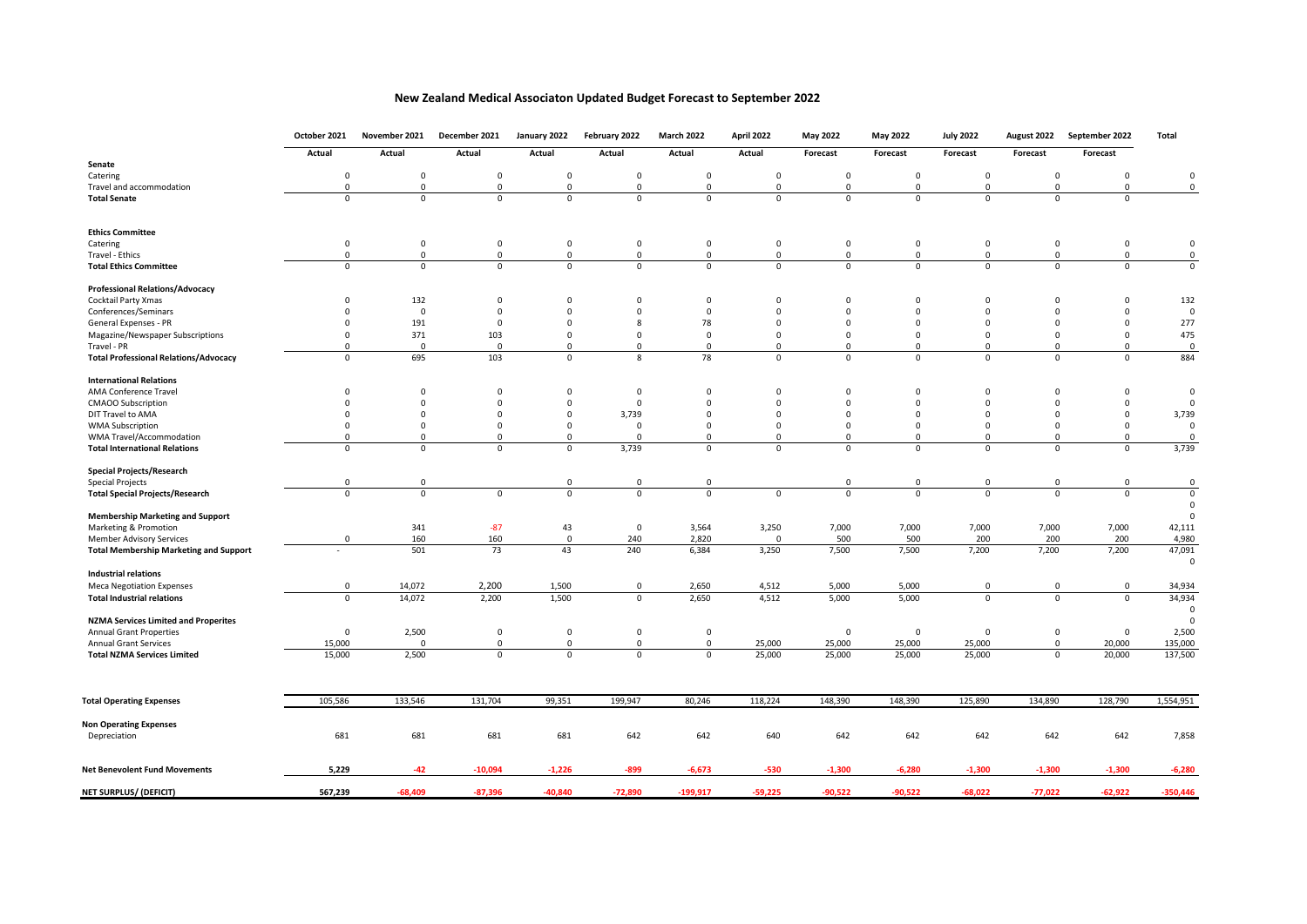## New Zealand Medical Associaton Updated Budget Forecast to September 2022

| | October 2021 | November 2021 | December 2021 | January 2022 | February 2022 | March 2022 | April 2022 | May 2022 | May 2022 | July 2022 | August 2022 | September 2022 | Total |
|---|---|---|---|---|---|---|---|---|---|---|---|---|---|
| | Actual | Actual | Actual | Actual | Actual | Actual | Actual | Forecast | Forecast | Forecast | Forecast | Forecast | |
| **Senate** | | | | | | | | | | | | | |
| Catering | 0 | 0 | 0 | 0 | 0 | 0 | 0 | 0 | 0 | 0 | 0 | 0 | 0 |
| Travel and accommodation | 0 | 0 | 0 | 0 | 0 | 0 | 0 | 0 | 0 | 0 | 0 | 0 | 0 |
| **Total Senate** | 0 | 0 | 0 | 0 | 0 | 0 | 0 | 0 | 0 | 0 | 0 | 0 | |
| **Ethics Committee** | | | | | | | | | | | | | |
| Catering | 0 | 0 | 0 | 0 | 0 | 0 | 0 | 0 | 0 | 0 | 0 | 0 | 0 |
| Travel - Ethics | 0 | 0 | 0 | 0 | 0 | 0 | 0 | 0 | 0 | 0 | 0 | 0 | 0 |
| **Total Ethics Committee** | 0 | 0 | 0 | 0 | 0 | 0 | 0 | 0 | 0 | 0 | 0 | 0 | 0 |
| **Professional Relations/Advocacy** | | | | | | | | | | | | | |
| Cocktail Party Xmas | 0 | 132 | 0 | 0 | 0 | 0 | 0 | 0 | 0 | 0 | 0 | 0 | 132 |
| Conferences/Seminars | 0 | 0 | 0 | 0 | 0 | 0 | 0 | 0 | 0 | 0 | 0 | 0 | 0 |
| General Expenses - PR | 0 | 191 | 0 | 0 | 8 | 78 | 0 | 0 | 0 | 0 | 0 | 0 | 277 |
| Magazine/Newspaper Subscriptions | 0 | 371 | 103 | 0 | 0 | 0 | 0 | 0 | 0 | 0 | 0 | 0 | 475 |
| Travel - PR | 0 | 0 | 0 | 0 | 0 | 0 | 0 | 0 | 0 | 0 | 0 | 0 | 0 |
| **Total Professional Relations/Advocacy** | 0 | 695 | 103 | 0 | 8 | 78 | 0 | 0 | 0 | 0 | 0 | 0 | 884 |
| **International Relations** | | | | | | | | | | | | | |
| AMA Conference Travel | 0 | 0 | 0 | 0 | 0 | 0 | 0 | 0 | 0 | 0 | 0 | 0 | 0 |
| CMAOO Subscription | 0 | 0 | 0 | 0 | 0 | 0 | 0 | 0 | 0 | 0 | 0 | 0 | 0 |
| DIT Travel to AMA | 0 | 0 | 0 | 0 | 3,739 | 0 | 0 | 0 | 0 | 0 | 0 | 0 | 3,739 |
| WMA Subscription | 0 | 0 | 0 | 0 | 0 | 0 | 0 | 0 | 0 | 0 | 0 | 0 | 0 |
| WMA Travel/Accommodation | 0 | 0 | 0 | 0 | 0 | 0 | 0 | 0 | 0 | 0 | 0 | 0 | 0 |
| **Total International Relations** | 0 | 0 | 0 | 0 | 3,739 | 0 | 0 | 0 | 0 | 0 | 0 | 0 | 3,739 |
| **Special Projects/Research** | | | | | | | | | | | | | |
| Special Projects | 0 | 0 | | 0 | 0 | 0 | | 0 | 0 | 0 | 0 | 0 | 0 |
| **Total Special Projects/Research** | 0 | 0 | 0 | 0 | 0 | 0 | 0 | 0 | 0 | 0 | 0 | 0 | 0 |
| | | | | | | | | | | | | | 0 |
| **Membership Marketing and Support** | | | | | | | | | | | | | 0 |
| Marketing & Promotion | | 341 | -87 | 43 | 0 | 3,564 | 3,250 | 7,000 | 7,000 | 7,000 | 7,000 | 7,000 | 42,111 |
| Member Advisory Services | 0 | 160 | 160 | 0 | 240 | 2,820 | 0 | 500 | 500 | 200 | 200 | 200 | 4,980 |
| **Total Membership Marketing and Support** | - | 501 | 73 | 43 | 240 | 6,384 | 3,250 | 7,500 | 7,500 | 7,200 | 7,200 | 7,200 | 47,091 |
| | | | | | | | | | | | | | 0 |
| **Industrial relations** | | | | | | | | | | | | | |
| Meca Negotiation Expenses | 0 | 14,072 | 2,200 | 1,500 | 0 | 2,650 | 4,512 | 5,000 | 5,000 | 0 | 0 | 0 | 34,934 |
| **Total Industrial relations** | 0 | 14,072 | 2,200 | 1,500 | 0 | 2,650 | 4,512 | 5,000 | 5,000 | 0 | 0 | 0 | 34,934 |
| | | | | | | | | | | | | | 0 |
| **NZMA Services Limited and Properites** | | | | | | | | | | | | | 0 |
| Annual Grant Properties | 0 | 2,500 | 0 | 0 | 0 | 0 | | 0 | 0 | 0 | 0 | 0 | 2,500 |
| Annual Grant Services | 15,000 | 0 | 0 | 0 | 0 | 0 | 25,000 | 25,000 | 25,000 | 25,000 | 0 | 20,000 | 135,000 |
| **Total NZMA Services Limited** | 15,000 | 2,500 | 0 | 0 | 0 | 0 | 25,000 | 25,000 | 25,000 | 25,000 | 0 | 20,000 | 137,500 |
| **Total Operating Expenses** | 105,586 | 133,546 | 131,704 | 99,351 | 199,947 | 80,246 | 118,224 | 148,390 | 148,390 | 125,890 | 134,890 | 128,790 | 1,554,951 |
| **Non Operating Expenses** | | | | | | | | | | | | | |
| Depreciation | 681 | 681 | 681 | 681 | 642 | 642 | 640 | 642 | 642 | 642 | 642 | 642 | 7,858 |
| **Net Benevolent Fund Movements** | **5,229** | **-42** | **-10,094** | **-1,226** | **-899** | **-6,673** | **-530** | **-1,300** | **-6,280** | **-1,300** | **-1,300** | **-1,300** | **-6,280** |
| **NET SURPLUS/ (DEFICIT)** | **567,239** | **-68,409** | **-87,396** | **-40,840** | **-72,890** | **-199,917** | **-59,225** | **-90,522** | **-90,522** | **-68,022** | **-77,022** | **-62,922** | **-350,446** |